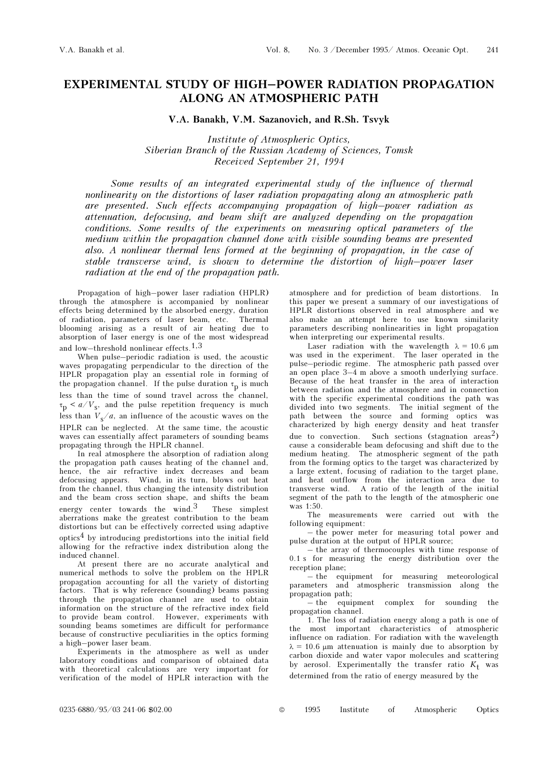# EXPERIMENTAL STUDY OF HIGH–POWER RADIATION PROPAGATION ALONG AN ATMOSPHERIC PATH

**V.A. Banakh, V.M. Sazanovich, and R.Sh. Tsvyk**

*Institute of Atmospheric Optics,*
*Siberian Branch of the Russian Academy of Sciences, Tomsk*
*Received September 21, 1994*

*Some results of an integrated experimental study of the influence of thermal nonlinearity on the distortions of laser radiation propagating along an atmospheric path are presented. Such effects accompanying propagation of high–power radiation as attenuation, defocusing, and beam shift are analyzed depending on the propagation conditions. Some results of the experiments on measuring optical parameters of the medium within the propagation channel done with visible sounding beams are presented also. A nonlinear thermal lens formed at the beginning of propagation, in the case of stable transverse wind, is shown to determine the distortion of high–power laser radiation at the end of the propagation path.*

Propagation of high–power laser radiation (HPLR) through the atmosphere is accompanied by nonlinear effects being determined by the absorbed energy, duration of radiation, parameters of laser beam, etc. Thermal blooming arising as a result of air heating due to absorption of laser energy is one of the most widespread and low–threshold nonlinear effects.[1,3]

When pulse–periodic radiation is used, the acoustic waves propagating perpendicular to the direction of the HPLR propagation play an essential role in forming of the propagation channel. If the pulse duration $\tau_p$ is much less than the time of sound travel across the channel, $\tau_p < a/V_s$, and the pulse repetition frequency is much less than $V_s/a$, an influence of the acoustic waves on the HPLR can be neglected. At the same time, the acoustic waves can essentially affect parameters of sounding beams propagating through the HPLR channel.

In real atmosphere the absorption of radiation along the propagation path causes heating of the channel and, hence, the air refractive index decreases and beam defocusing appears. Wind, in its turn, blows out heat from the channel, thus changing the intensity distribution and the beam cross section shape, and shifts the beam energy center towards the wind.[3] These simplest aberrations make the greatest contribution to the beam distortions but can be effectively corrected using adaptive optics[4] by introducing predistortions into the initial field allowing for the refractive index distribution along the induced channel.

At present there are no accurate analytical and numerical methods to solve the problem on the HPLR propagation accounting for all the variety of distorting factors. That is why reference (sounding) beams passing through the propagation channel are used to obtain information on the structure of the refractive index field to provide beam control. However, experiments with sounding beams sometimes are difficult for performance because of constructive peculiarities in the optics forming a high–power laser beam.

Experiments in the atmosphere as well as under laboratory conditions and comparison of obtained data with theoretical calculations are very important for verification of the model of HPLR interaction with the atmosphere and for prediction of beam distortions. In this paper we present a summary of our investigations of HPLR distortions observed in real atmosphere and we also make an attempt here to use known similarity parameters describing nonlinearities in light propagation when interpreting our experimental results.

Laser radiation with the wavelength $\lambda = 10.6$ μm was used in the experiment. The laser operated in the pulse–periodic regime. The atmospheric path passed over an open place 3–4 m above a smooth underlying surface. Because of the heat transfer in the area of interaction between radiation and the atmosphere and in connection with the specific experimental conditions the path was divided into two segments. The initial segment of the path between the source and forming optics was characterized by high energy density and heat transfer due to convection. Such sections (stagnation areas[2]) cause a considerable beam defocusing and shift due to the medium heating. The atmospheric segment of the path from the forming optics to the target was characterized by a large extent, focusing of radiation to the target plane, and heat outflow from the interaction area due to transverse wind. A ratio of the length of the initial segment of the path to the length of the atmospheric one was 1:50.

The measurements were carried out with the following equipment:

– the power meter for measuring total power and pulse duration at the output of HPLR source;

– the array of thermocouples with time response of 0.1 s for measuring the energy distribution over the reception plane;

– the equipment for measuring meteorological parameters and atmospheric transmission along the propagation path;

– the equipment complex for sounding the propagation channel.

1. The loss of radiation energy along a path is one of the most important characteristics of atmospheric influence on radiation. For radiation with the wavelength $\lambda = 10.6$ μm attenuation is mainly due to absorption by carbon dioxide and water vapor molecules and scattering by aerosol. Experimentally the transfer ratio $K_t$ was determined from the ratio of energy measured by the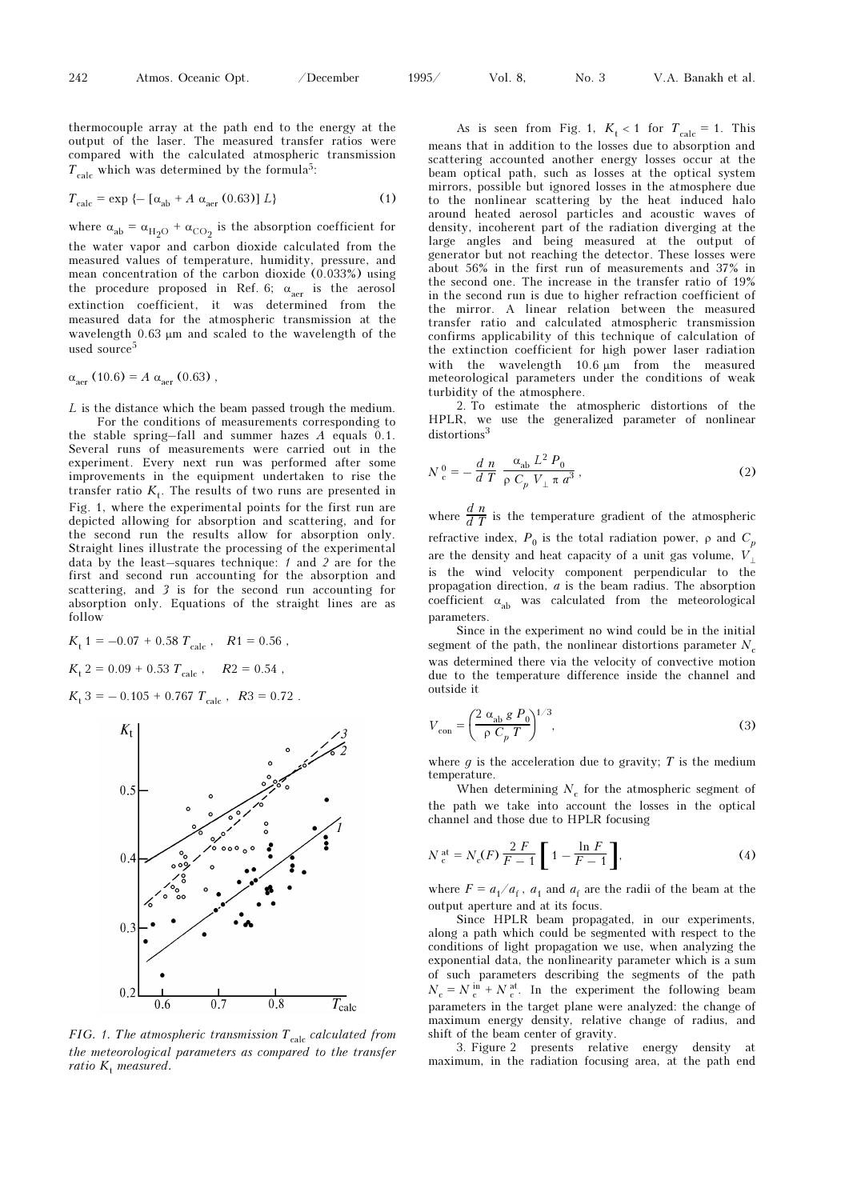thermocouple array at the path end to the energy at the output of the laser. The measured transfer ratios were compared with the calculated atmospheric transmission $T_{calc}$ which was determined by the formula[5]:

$$T_{calc} = \exp\{-[\alpha_{ab} + A\,\alpha_{aer}(0.63)]\,L\} \tag{1}$$

where $\alpha_{ab} = \alpha_{H_2O} + \alpha_{CO_2}$ is the absorption coefficient for the water vapor and carbon dioxide calculated from the measured values of temperature, humidity, pressure, and mean concentration of the carbon dioxide (0.033%) using the procedure proposed in Ref. 6; $\alpha_{aer}$ is the aerosol extinction coefficient, it was determined from the measured data for the atmospheric transmission at the wavelength 0.63 μm and scaled to the wavelength of the used source[5]

$$\alpha_{aer}(10.6) = A\,\alpha_{aer}(0.63)\,,$$

$L$ is the distance which the beam passed trough the medium.

For the conditions of measurements corresponding to the stable spring–fall and summer hazes $A$ equals 0.1. Several runs of measurements were carried out in the experiment. Every next run was performed after some improvements in the equipment undertaken to rise the transfer ratio $K_t$. The results of two runs are presented in Fig. 1, where the experimental points for the first run are depicted allowing for absorption and scattering, and for the second run the results allow for absorption only. Straight lines illustrate the processing of the experimental data by the least–squares technique: *1* and *2* are for the first and second run accounting for the absorption and scattering, and *3* is for the second run accounting for absorption only. Equations of the straight lines are as follow

$K_t\,1 = -0.07 + 0.58\,T_{calc}\,, \quad R1 = 0.56\,,$

$K_t\,2 = 0.09 + 0.53\,T_{calc}\,, \quad R2 = 0.54\,,$

$K_t\,3 = -0.105 + 0.767\,T_{calc}\,, \quad R3 = 0.72\,.$

*FIG. 1. The atmospheric transmission $T_{calc}$ calculated from the meteorological parameters as compared to the transfer ratio $K_t$ measured.*

As is seen from Fig. 1, $K_t < 1$ for $T_{calc} = 1$. This means that in addition to the losses due to absorption and scattering accounted another energy losses occur at the beam optical path, such as losses at the optical system mirrors, possible but ignored losses in the atmosphere due to the nonlinear scattering by the heat induced halo around heated aerosol particles and acoustic waves of density, incoherent part of the radiation diverging at the large angles and being measured at the output of generator but not reaching the detector. These losses were about 56% in the first run of measurements and 37% in the second one. The increase in the transfer ratio of 19% in the second run is due to higher refraction coefficient of the mirror. A linear relation between the measured transfer ratio and calculated atmospheric transmission confirms applicability of this technique of calculation of the extinction coefficient for high power laser radiation with the wavelength 10.6 μm from the measured meteorological parameters under the conditions of weak turbidity of the atmosphere.

2. To estimate the atmospheric distortions of the HPLR, we use the generalized parameter of nonlinear distortions[3]

$$N_c^{\,0} = -\frac{d\,n}{d\,T}\;\frac{\alpha_{ab}\,L^2\,P_0}{\rho\,C_p\,V_\perp\,\pi\,a^3}\,, \tag{2}$$

where $\frac{d\,n}{d\,T}$ is the temperature gradient of the atmospheric refractive index, $P_0$ is the total radiation power, $\rho$ and $C_p$ are the density and heat capacity of a unit gas volume, $V_\perp$ is the wind velocity component perpendicular to the propagation direction, $a$ is the beam radius. The absorption coefficient $\alpha_{ab}$ was calculated from the meteorological parameters.

Since in the experiment no wind could be in the initial segment of the path, the nonlinear distortions parameter $N_c$ was determined there via the velocity of convective motion due to the temperature difference inside the channel and outside it

$$V_{con} = \left(\frac{2\,\alpha_{ab}\,g\,P_0}{\rho\,C_p\,T}\right)^{1/3}, \tag{3}$$

where $g$ is the acceleration due to gravity; $T$ is the medium temperature.

When determining $N_c$ for the atmospheric segment of the path we take into account the losses in the optical channel and those due to HPLR focusing

$$N_c^{\,at} = N_c(F)\,\frac{2\,F}{F-1}\left[1 - \frac{\ln F}{F-1}\right], \tag{4}$$

where $F = a_1/a_f$, $a_1$ and $a_f$ are the radii of the beam at the output aperture and at its focus.

Since HPLR beam propagated, in our experiments, along a path which could be segmented with respect to the conditions of light propagation we use, when analyzing the exponential data, the nonlinearity parameter which is a sum of such parameters describing the segments of the path $N_c = N_c^{\,in} + N_c^{\,at}$. In the experiment the following beam parameters in the target plane were analyzed: the change of maximum energy density, relative change of radius, and shift of the beam center of gravity.

3. Figure 2 presents relative energy density at maximum, in the radiation focusing area, at the path end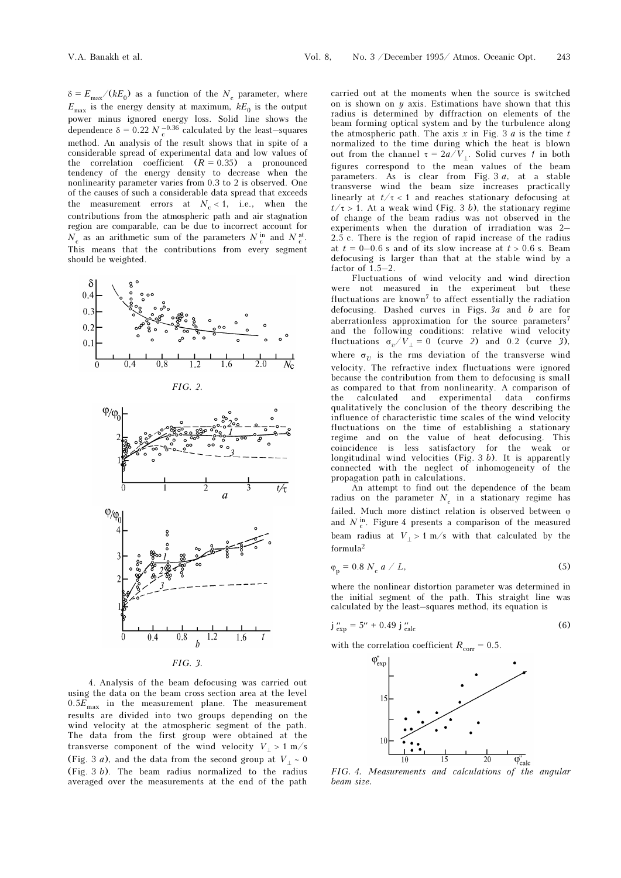$\delta = E_{max}/(kE_0)$ as a function of the $N_c$ parameter, where $E_{max}$ is the energy density at maximum, $kE_0$ is the output power minus ignored energy loss. Solid line shows the dependence $\delta = 0.22\, N_c^{-0.36}$ calculated by the least–squares method. An analysis of the result shows that in spite of a considerable spread of experimental data and low values of the correlation coefficient ($R = 0.35$) a pronounced tendency of the energy density to decrease when the nonlinearity parameter varies from 0.3 to 2 is observed. One of the causes of such a considerable data spread that exceeds the measurement errors at $N_c < 1$, i.e., when the contributions from the atmospheric path and air stagnation region are comparable, can be due to incorrect account for $N_c$ as an arithmetic sum of the parameters $N_c^{in}$ and $N_c^{at}$. This means that the contributions from every segment should be weighted.

*FIG. 2.*

*FIG. 3.*

4. Analysis of the beam defocusing was carried out using the data on the beam cross section area at the level $0.5E_{max}$ in the measurement plane. The measurement results are divided into two groups depending on the wind velocity at the atmospheric segment of the path. The data from the first group were obtained at the transverse component of the wind velocity $V_\perp > 1$ m/s (Fig. 3 *a*), and the data from the second group at $V_\perp \sim 0$ (Fig. 3 *b*). The beam radius normalized to the radius averaged over the measurements at the end of the path carried out at the moments when the source is switched on is shown on *y* axis. Estimations have shown that this radius is determined by diffraction on elements of the beam forming optical system and by the turbulence along the atmospheric path. The axis *x* in Fig. 3 *a* is the time *t* normalized to the time during which the heat is blown out from the channel $\tau = 2a/V_\perp$. Solid curves *1* in both figures correspond to the mean values of the beam parameters. As is clear from Fig. 3 *a*, at a stable transverse wind the beam size increases practically linearly at $t/\tau < 1$ and reaches stationary defocusing at $t/\tau > 1$. At a weak wind (Fig. 3 *b*), the stationary regime of change of the beam radius was not observed in the experiments when the duration of irradiation was 2–2.5 c. There is the region of rapid increase of the radius at $t$ = 0–0.6 s and of its slow increase at $t > 0.6$ s. Beam defocusing is larger than that at the stable wind by a factor of 1.5–2.

Fluctuations of wind velocity and wind direction were not measured in the experiment but these fluctuations are known[7] to affect essentially the radiation defocusing. Dashed curves in Figs. *3a* and *b* are for aberrationless approximation for the source parameters[7] and the following conditions: relative wind velocity fluctuations $\sigma_v/V_\perp = 0$ (curve *2*) and 0.2 (curve *3*), where $\sigma_v$ is the rms deviation of the transverse wind velocity. The refractive index fluctuations were ignored because the contribution from them to defocusing is small as compared to that from nonlinearity. A comparison of the calculated and experimental data confirms qualitatively the conclusion of the theory describing the influence of characteristic time scales of the wind velocity fluctuations on the time of establishing a stationary regime and on the value of heat defocusing. This coincidence is less satisfactory for the weak or longitudinal wind velocities (Fig. 3 *b*). It is apparently connected with the neglect of inhomogeneity of the propagation path in calculations.

An attempt to find out the dependence of the beam radius on the parameter $N_c$ in a stationary regime has failed. Much more distinct relation is observed between $\varphi$ and $N_c^{in}$. Figure 4 presents a comparison of the measured beam radius at $V_\perp > 1$ m/s with that calculated by the formula[2]

$$\varphi_p = 0.8\, N_c\, a\, /\, L, \tag{5}$$

where the nonlinear distortion parameter was determined in the initial segment of the path. This straight line was calculated by the least–squares method, its equation is

$$\varphi''_{exp} = 5'' + 0.49\, \varphi''_{calc} \tag{6}$$

with the correlation coefficient $R_{corr} = 0.5$.

*FIG. 4. Measurements and calculations of the angular beam size.*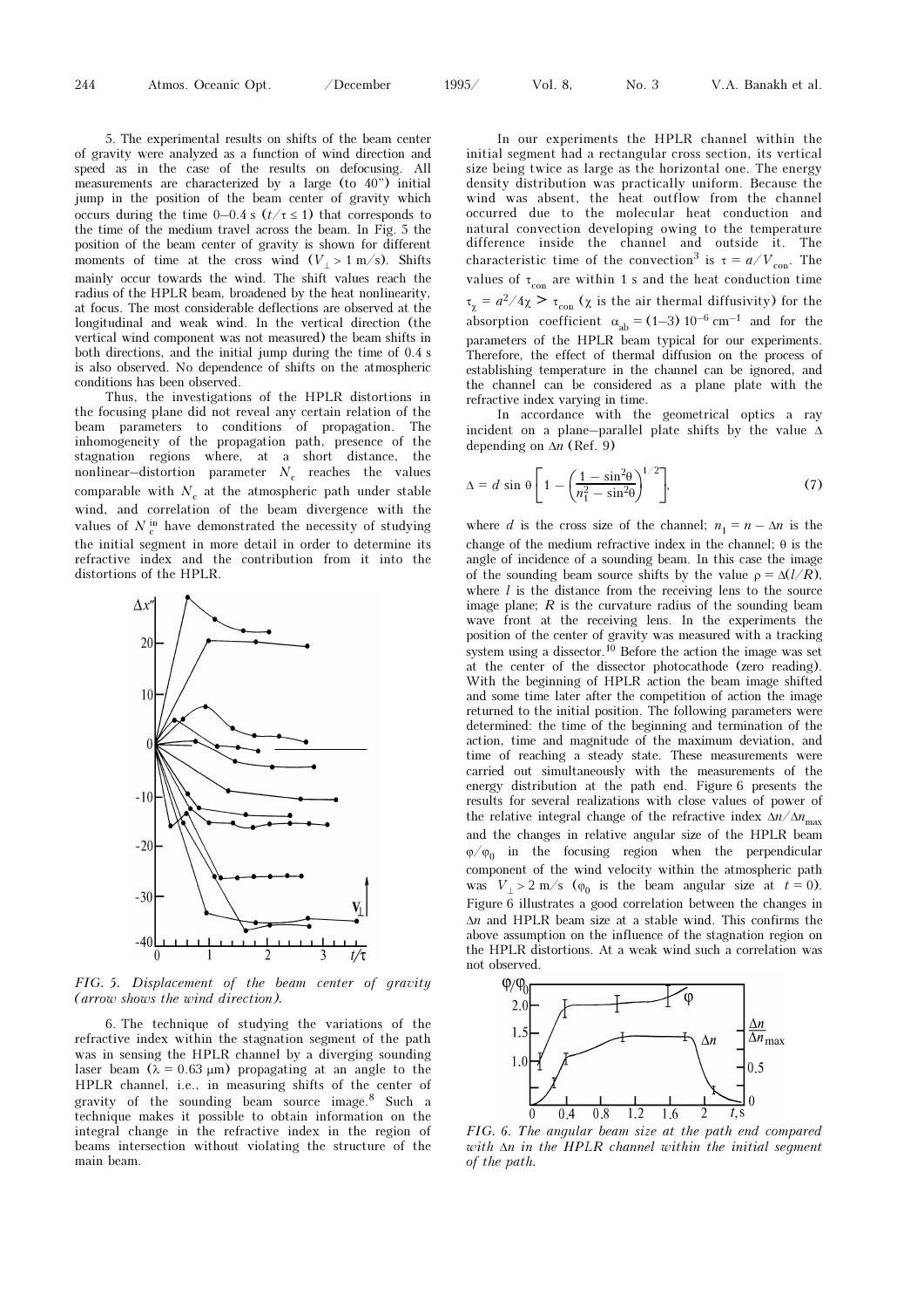5. The experimental results on shifts of the beam center of gravity were analyzed as a function of wind direction and speed as in the case of the results on defocusing. All measurements are characterized by a large (to 40") initial jump in the position of the beam center of gravity which occurs during the time 0–0.4 s ($t/\tau \le 1$) that corresponds to the time of the medium travel across the beam. In Fig. 5 the position of the beam center of gravity is shown for different moments of time at the cross wind ($V_{\perp} > 1$ m/s). Shifts mainly occur towards the wind. The shift values reach the radius of the HPLR beam, broadened by the heat nonlinearity, at focus. The most considerable deflections are observed at the longitudinal and weak wind. In the vertical direction (the vertical wind component was not measured) the beam shifts in both directions, and the initial jump during the time of 0.4 s is also observed. No dependence of shifts on the atmospheric conditions has been observed.

Thus, the investigations of the HPLR distortions in the focusing plane did not reveal any certain relation of the beam parameters to conditions of propagation. The inhomogeneity of the propagation path, presence of the stagnation regions where, at a short distance, the nonlinear–distortion parameter $N_c$ reaches the values comparable with $N_c$ at the atmospheric path under stable wind, and correlation of the beam divergence with the values of $N_c^{in}$ have demonstrated the necessity of studying the initial segment in more detail in order to determine its refractive index and the contribution from it into the distortions of the HPLR.

*FIG. 5. Displacement of the beam center of gravity (arrow shows the wind direction).*

6. The technique of studying the variations of the refractive index within the stagnation segment of the path was in sensing the HPLR channel by a diverging sounding laser beam ($\lambda = 0.63$ μm) propagating at an angle to the HPLR channel, i.e., in measuring shifts of the center of gravity of the sounding beam source image.[8] Such a technique makes it possible to obtain information on the integral change in the refractive index in the region of beams intersection without violating the structure of the main beam.

In our experiments the HPLR channel within the initial segment had a rectangular cross section, its vertical size being twice as large as the horizontal one. The energy density distribution was practically uniform. Because the wind was absent, the heat outflow from the channel occurred due to the molecular heat conduction and natural convection developing owing to the temperature difference inside the channel and outside it. The characteristic time of the convection[3] is $\tau = a/V_{con}$. The values of $\tau_{con}$ are within 1 s and the heat conduction time $\tau_{\chi} = a^2/4\chi > \tau_{con}$ ($\chi$ is the air thermal diffusivity) for the absorption coefficient $\alpha_{ab} = (1–3)\,10^{-6}\,\text{cm}^{-1}$ and for the parameters of the HPLR beam typical for our experiments. Therefore, the effect of thermal diffusion on the process of establishing temperature in the channel can be ignored, and the channel can be considered as a plane plate with the refractive index varying in time.

In accordance with the geometrical optics a ray incident on a plane–parallel plate shifts by the value $\Delta$ depending on $\Delta n$ (Ref. 9)

$$\Delta = d \sin\theta \left[ 1 - \left( \frac{1 - \sin^2\theta}{n_1^2 - \sin^2\theta} \right)^{1/2} \right], \tag{7}$$

where $d$ is the cross size of the channel; $n_1 = n - \Delta n$ is the change of the medium refractive index in the channel; $\theta$ is the angle of incidence of a sounding beam. In this case the image of the sounding beam source shifts by the value $\rho = \Delta(l/R)$, where $l$ is the distance from the receiving lens to the source image plane; $R$ is the curvature radius of the sounding beam wave front at the receiving lens. In the experiments the position of the center of gravity was measured with a tracking system using a dissector.[10] Before the action the image was set at the center of the dissector photocathode (zero reading). With the beginning of HPLR action the beam image shifted and some time later after the competition of action the image returned to the initial position. The following parameters were determined: the time of the beginning and termination of the action, time and magnitude of the maximum deviation, and time of reaching a steady state. These measurements were carried out simultaneously with the measurements of the energy distribution at the path end. Figure 6 presents the results for several realizations with close values of power of the relative integral change of the refractive index $\Delta n/\Delta n_{max}$ and the changes in relative angular size of the HPLR beam $\varphi/\varphi_0$ in the focusing region when the perpendicular component of the wind velocity within the atmospheric path was $V_{\perp} > 2$ m/s ($\varphi_0$ is the beam angular size at $t = 0$). Figure 6 illustrates a good correlation between the changes in $\Delta n$ and HPLR beam size at a stable wind. This confirms the above assumption on the influence of the stagnation region on the HPLR distortions. At a weak wind such a correlation was not observed.

*FIG. 6. The angular beam size at the path end compared with $\Delta n$ in the HPLR channel within the initial segment of the path.*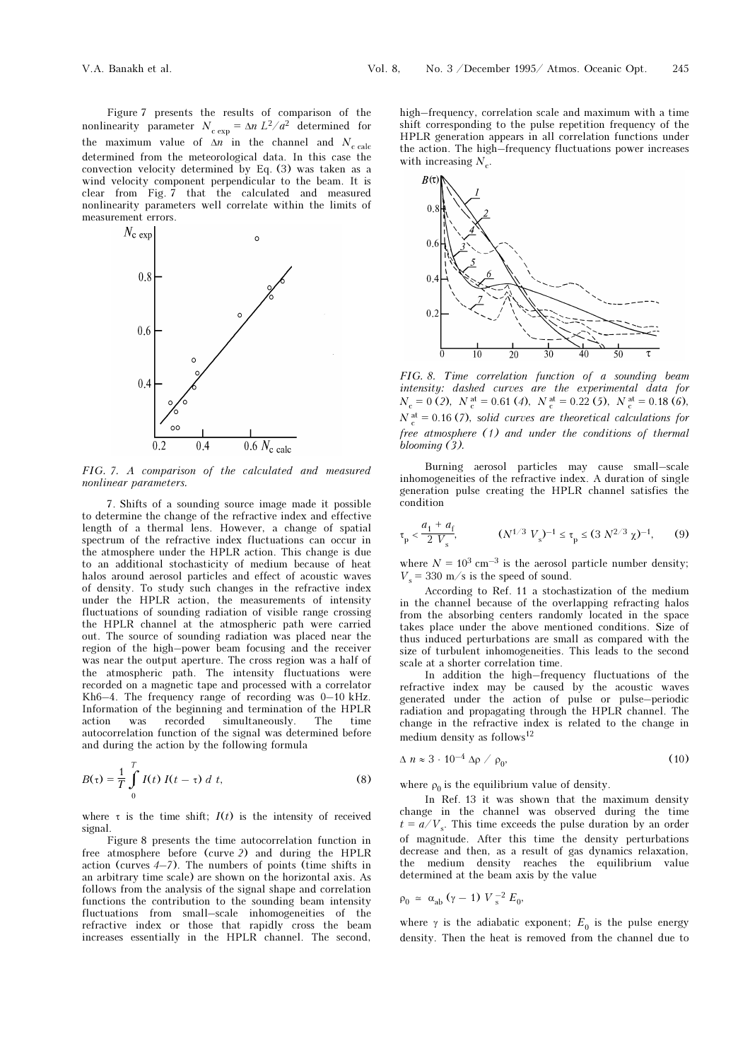Figure 7 presents the results of comparison of the nonlinearity parameter $N_{c\,exp} = \Delta n\, L^2/a^2$ determined for the maximum value of $\Delta n$ in the channel and $N_{c\,calc}$ determined from the meteorological data. In this case the convection velocity determined by Eq. (3) was taken as a wind velocity component perpendicular to the beam. It is clear from Fig. 7 that the calculated and measured nonlinearity parameters well correlate within the limits of measurement errors.

*FIG. 7. A comparison of the calculated and measured nonlinear parameters.*

7. Shifts of a sounding source image made it possible to determine the change of the refractive index and effective length of a thermal lens. However, a change of spatial spectrum of the refractive index fluctuations can occur in the atmosphere under the HPLR action. This change is due to an additional stochasticity of medium because of heat halos around aerosol particles and effect of acoustic waves of density. To study such changes in the refractive index under the HPLR action, the measurements of intensity fluctuations of sounding radiation of visible range crossing the HPLR channel at the atmospheric path were carried out. The source of sounding radiation was placed near the region of the high–power beam focusing and the receiver was near the output aperture. The cross region was a half of the atmospheric path. The intensity fluctuations were recorded on a magnetic tape and processed with a correlator Kh6–4. The frequency range of recording was 0–10 kHz. Information of the beginning and termination of the HPLR action was recorded simultaneously. The time autocorrelation function of the signal was determined before and during the action by the following formula

$$B(\tau) = \frac{1}{T} \int_{0}^{T} I(t)\, I(t - \tau)\, d\, t, \tag{8}$$

where $\tau$ is the time shift; $I(t)$ is the intensity of received signal.

Figure 8 presents the time autocorrelation function in free atmosphere before (curve *2*) and during the HPLR action (curves *4*–*7*). The numbers of points (time shifts in an arbitrary time scale) are shown on the horizontal axis. As follows from the analysis of the signal shape and correlation functions the contribution to the sounding beam intensity fluctuations from small–scale inhomogeneities of the refractive index or those that rapidly cross the beam increases essentially in the HPLR channel. The second, high–frequency, correlation scale and maximum with a time shift corresponding to the pulse repetition frequency of the HPLR generation appears in all correlation functions under the action. The high–frequency fluctuations power increases with increasing $N_c$.

*FIG. 8. Time correlation function of a sounding beam intensity: dashed curves are the experimental data for $N_c = 0$ (2), $N_c^{at} = 0.61$ (4), $N_c^{at} = 0.22$ (5), $N_c^{at} = 0.18$ (6), $N_c^{at} = 0.16$ (7), solid curves are theoretical calculations for free atmosphere (1) and under the conditions of thermal blooming (3).*

Burning aerosol particles may cause small–scale inhomogeneities of the refractive index. A duration of single generation pulse creating the HPLR channel satisfies the condition

$$\tau_p < \frac{a_1 + a_f}{2\, V_s}, \qquad (N^{1/3}\, V_s)^{-1} \le \tau_p \le (3\, N^{2/3}\, \chi)^{-1}, \tag{9}$$

where $N = 10^3$ cm$^{-3}$ is the aerosol particle number density; $V_s = 330$ m/s is the speed of sound.

According to Ref. 11 a stochastization of the medium in the channel because of the overlapping refracting halos from the absorbing centers randomly located in the space takes place under the above mentioned conditions. Size of thus induced perturbations are small as compared with the size of turbulent inhomogeneities. This leads to the second scale at a shorter correlation time.

In addition the high–frequency fluctuations of the refractive index may be caused by the acoustic waves generated under the action of pulse or pulse–periodic radiation and propagating through the HPLR channel. The change in the refractive index is related to the change in medium density as follows[12]

$$\Delta\, n \approx 3 \cdot 10^{-4}\, \Delta\rho\, /\, \rho_0, \tag{10}$$

where $\rho_0$ is the equilibrium value of density.

In Ref. 13 it was shown that the maximum density change in the channel was observed during the time $t = a/V_s$. This time exceeds the pulse duration by an order of magnitude. After this time the density perturbations decrease and then, as a result of gas dynamics relaxation, the medium density reaches the equilibrium value determined at the beam axis by the value

$$\rho_0 \simeq \alpha_{ab}\, (\gamma - 1)\, V_s^{-2}\, E_0,$$

where $\gamma$ is the adiabatic exponent; $E_0$ is the pulse energy density. Then the heat is removed from the channel due to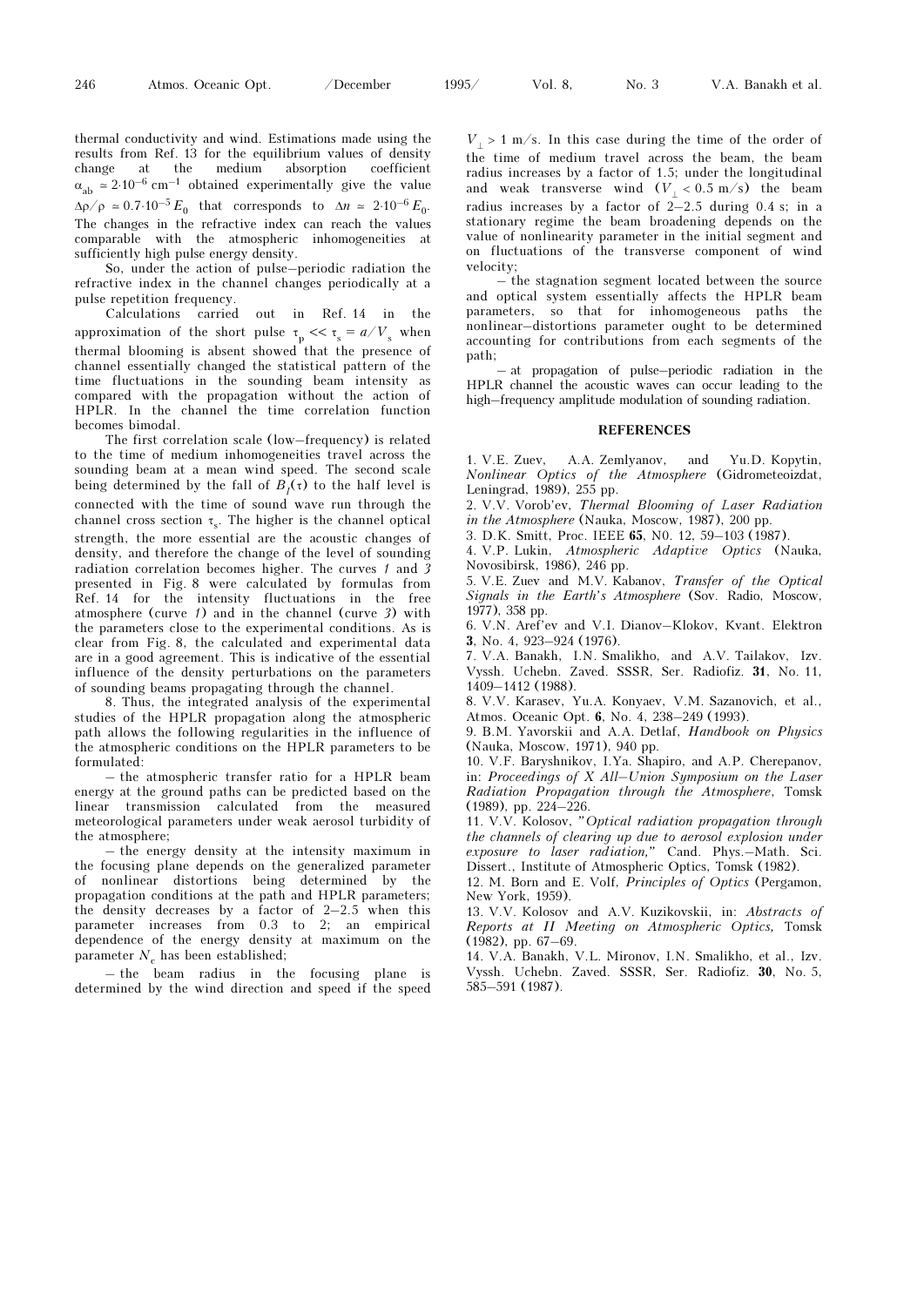thermal conductivity and wind. Estimations made using the results from Ref. 13 for the equilibrium values of density change at the medium absorption coefficient $\alpha_{ab} \simeq 2\cdot 10^{-6}$ cm$^{-1}$ obtained experimentally give the value $\Delta\rho/\rho \simeq 0.7\cdot 10^{-5} E_0$ that corresponds to $\Delta n \simeq 2\cdot 10^{-6} E_0$. The changes in the refractive index can reach the values comparable with the atmospheric inhomogeneities at sufficiently high pulse energy density.

So, under the action of pulse–periodic radiation the refractive index in the channel changes periodically at a pulse repetition frequency.

Calculations carried out in Ref. 14 in the approximation of the short pulse $\tau_p << \tau_s = a/V_s$ when thermal blooming is absent showed that the presence of channel essentially changed the statistical pattern of the time fluctuations in the sounding beam intensity as compared with the propagation without the action of HPLR. In the channel the time correlation function becomes bimodal.

The first correlation scale (low–frequency) is related to the time of medium inhomogeneities travel across the sounding beam at a mean wind speed. The second scale being determined by the fall of $B_I(\tau)$ to the half level is connected with the time of sound wave run through the channel cross section $\tau_s$. The higher is the channel optical strength, the more essential are the acoustic changes of density, and therefore the change of the level of sounding radiation correlation becomes higher. The curves *1* and *3* presented in Fig. 8 were calculated by formulas from Ref. 14 for the intensity fluctuations in the free atmosphere (curve *1*) and in the channel (curve *3*) with the parameters close to the experimental conditions. As is clear from Fig. 8, the calculated and experimental data are in a good agreement. This is indicative of the essential influence of the density perturbations on the parameters of sounding beams propagating through the channel.

8. Thus, the integrated analysis of the experimental studies of the HPLR propagation along the atmospheric path allows the following regularities in the influence of the atmospheric conditions on the HPLR parameters to be formulated:

– the atmospheric transfer ratio for a HPLR beam energy at the ground paths can be predicted based on the linear transmission calculated from the measured meteorological parameters under weak aerosol turbidity of the atmosphere;

– the energy density at the intensity maximum in the focusing plane depends on the generalized parameter of nonlinear distortions being determined by the propagation conditions at the path and HPLR parameters; the density decreases by a factor of 2–2.5 when this parameter increases from 0.3 to 2; an empirical dependence of the energy density at maximum on the parameter $N_c$ has been established;

– the beam radius in the focusing plane is determined by the wind direction and speed if the speed $V_\perp > 1$ m/s. In this case during the time of the order of the time of medium travel across the beam, the beam radius increases by a factor of 1.5; under the longitudinal and weak transverse wind ($V_\perp < 0.5$ m/s) the beam radius increases by a factor of 2–2.5 during 0.4 s; in a stationary regime the beam broadening depends on the value of nonlinearity parameter in the initial segment and on fluctuations of the transverse component of wind velocity;

– the stagnation segment located between the source and optical system essentially affects the HPLR beam parameters, so that for inhomogeneous paths the nonlinear–distortions parameter ought to be determined accounting for contributions from each segments of the path;

– at propagation of pulse–periodic radiation in the HPLR channel the acoustic waves can occur leading to the high–frequency amplitude modulation of sounding radiation.

## REFERENCES

1. V.E. Zuev, A.A. Zemlyanov, and Yu.D. Kopytin, *Nonlinear Optics of the Atmosphere* (Gidrometeoizdat, Leningrad, 1989), 255 pp.
2. V.V. Vorob'ev, *Thermal Blooming of Laser Radiation in the Atmosphere* (Nauka, Moscow, 1987), 200 pp.
3. D.K. Smitt, Proc. IEEE **65**, N0. 12, 59–103 (1987).
4. V.P. Lukin, *Atmospheric Adaptive Optics* (Nauka, Novosibirsk, 1986), 246 pp.
5. V.E. Zuev and M.V. Kabanov, *Transfer of the Optical Signals in the Earth's Atmosphere* (Sov. Radio, Moscow, 1977), 358 pp.
6. V.N. Aref'ev and V.I. Dianov–Klokov, Kvant. Elektron **3**, No. 4, 923–924 (1976).
7. V.A. Banakh, I.N. Smalikho, and A.V. Tailakov, Izv. Vyssh. Uchebn. Zaved. SSSR, Ser. Radiofiz. **31**, No. 11, 1409–1412 (1988).
8. V.V. Karasev, Yu.A. Konyaev, V.M. Sazanovich, et al., Atmos. Oceanic Opt. **6**, No. 4, 238–249 (1993).
9. B.M. Yavorskii and A.A. Detlaf, *Handbook on Physics* (Nauka, Moscow, 1971), 940 pp.
10. V.F. Baryshnikov, I.Ya. Shapiro, and A.P. Cherepanov, in: *Proceedings of X All–Union Symposium on the Laser Radiation Propagation through the Atmosphere*, Tomsk (1989), pp. 224–226.
11. V.V. Kolosov, *"Optical radiation propagation through the channels of clearing up due to aerosol explosion under exposure to laser radiation,"* Cand. Phys.–Math. Sci. Dissert., Institute of Atmospheric Optics, Tomsk (1982).
12. M. Born and E. Volf, *Principles of Optics* (Pergamon, New York, 1959).
13. V.V. Kolosov and A.V. Kuzikovskii, in: *Abstracts of Reports at II Meeting on Atmospheric Optics,* Tomsk (1982), pp. 67–69.
14. V.A. Banakh, V.L. Mironov, I.N. Smalikho, et al., Izv. Vyssh. Uchebn. Zaved. SSSR, Ser. Radiofiz. **30**, No. 5, 585–591 (1987).